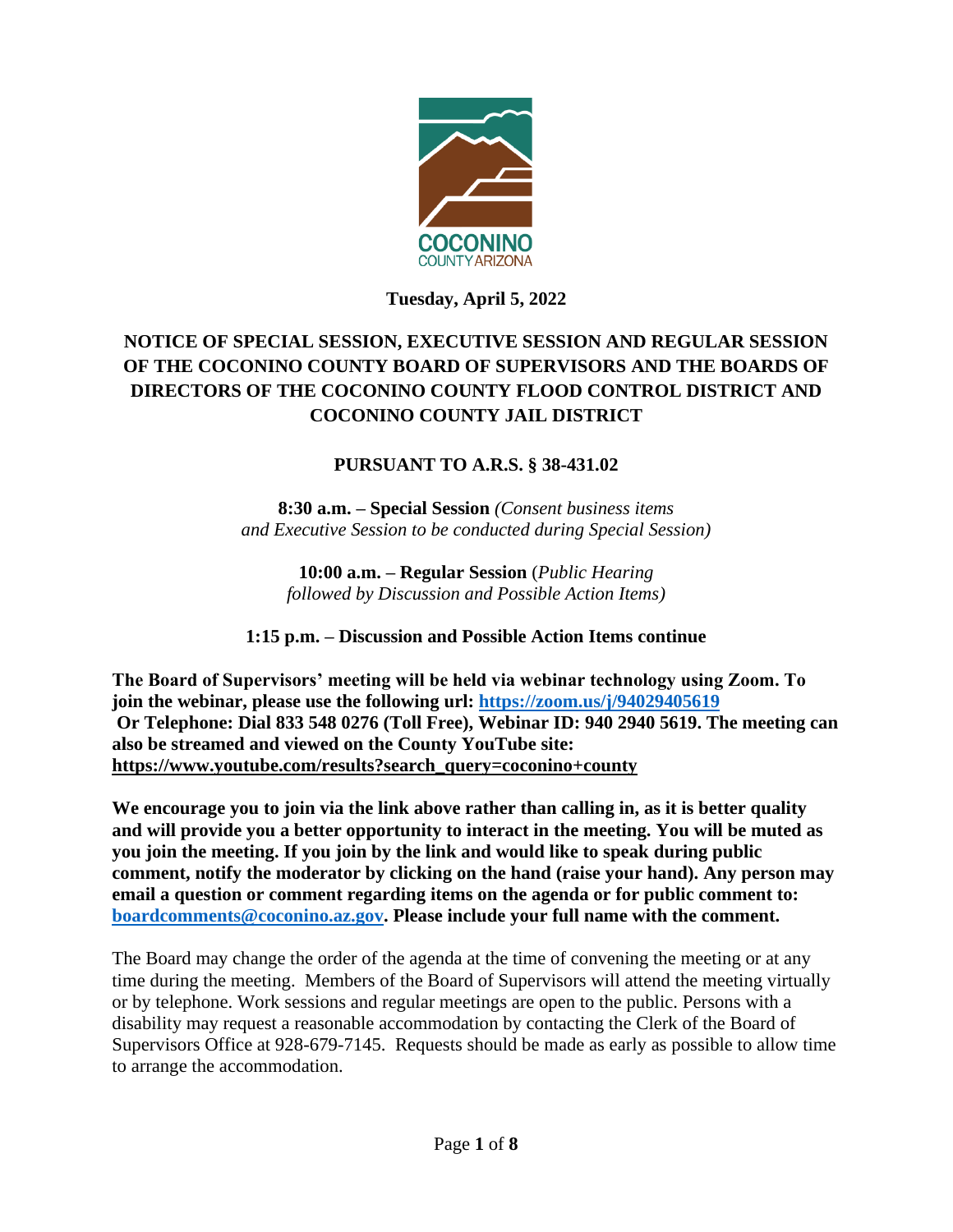COCONINO
COUNTY ARIZONA

**Tuesday, April 5, 2022**

# NOTICE OF SPECIAL SESSION, EXECUTIVE SESSION AND REGULAR SESSION OF THE COCONINO COUNTY BOARD OF SUPERVISORS AND THE BOARDS OF DIRECTORS OF THE COCONINO COUNTY FLOOD CONTROL DISTRICT AND COCONINO COUNTY JAIL DISTRICT

## PURSUANT TO A.R.S. § 38-431.02

**8:30 a.m. – Special Session** *(Consent business items and Executive Session to be conducted during Special Session)*

**10:00 a.m. – Regular Session** (*Public Hearing followed by Discussion and Possible Action Items)*

**1:15 p.m. – Discussion and Possible Action Items continue**

**The Board of Supervisors' meeting will be held via webinar technology using Zoom. To join the webinar, please use the following url: [https://zoom.us/j/94029405619](https://zoom.us/j/94029405619) Or Telephone: Dial 833 548 0276 (Toll Free), Webinar ID: 940 2940 5619. The meeting can also be streamed and viewed on the County YouTube site: https://www.youtube.com/results?search_query=coconino+county**

**We encourage you to join via the link above rather than calling in, as it is better quality and will provide you a better opportunity to interact in the meeting. You will be muted as you join the meeting. If you join by the link and would like to speak during public comment, notify the moderator by clicking on the hand (raise your hand). Any person may email a question or comment regarding items on the agenda or for public comment to: [boardcomments@coconino.az.gov](mailto:boardcomments@coconino.az.gov). Please include your full name with the comment.**

The Board may change the order of the agenda at the time of convening the meeting or at any time during the meeting. Members of the Board of Supervisors will attend the meeting virtually or by telephone. Work sessions and regular meetings are open to the public. Persons with a disability may request a reasonable accommodation by contacting the Clerk of the Board of Supervisors Office at 928-679-7145. Requests should be made as early as possible to allow time to arrange the accommodation.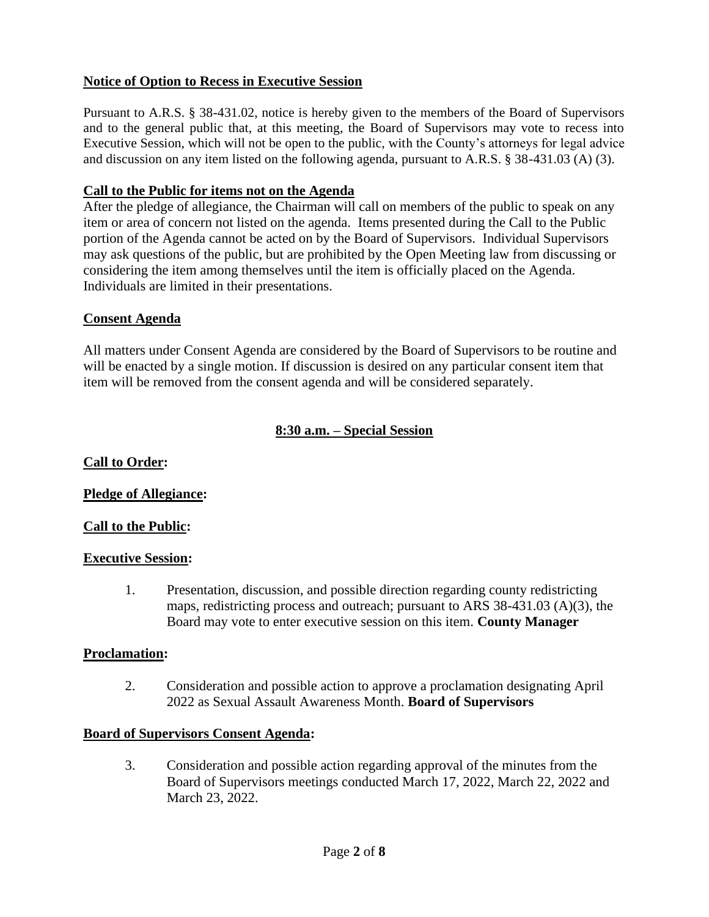**Notice of Option to Recess in Executive Session**

Pursuant to A.R.S. § 38-431.02, notice is hereby given to the members of the Board of Supervisors and to the general public that, at this meeting, the Board of Supervisors may vote to recess into Executive Session, which will not be open to the public, with the County's attorneys for legal advice and discussion on any item listed on the following agenda, pursuant to A.R.S. § 38-431.03 (A) (3).

**Call to the Public for items not on the Agenda**

After the pledge of allegiance, the Chairman will call on members of the public to speak on any item or area of concern not listed on the agenda. Items presented during the Call to the Public portion of the Agenda cannot be acted on by the Board of Supervisors. Individual Supervisors may ask questions of the public, but are prohibited by the Open Meeting law from discussing or considering the item among themselves until the item is officially placed on the Agenda. Individuals are limited in their presentations.

**Consent Agenda**

All matters under Consent Agenda are considered by the Board of Supervisors to be routine and will be enacted by a single motion. If discussion is desired on any particular consent item that item will be removed from the consent agenda and will be considered separately.

**8:30 a.m. – Special Session**

**Call to Order:**

**Pledge of Allegiance:**

**Call to the Public:**

**Executive Session:**

1. Presentation, discussion, and possible direction regarding county redistricting maps, redistricting process and outreach; pursuant to ARS 38-431.03 (A)(3), the Board may vote to enter executive session on this item. **County Manager**

**Proclamation:**

2. Consideration and possible action to approve a proclamation designating April 2022 as Sexual Assault Awareness Month. **Board of Supervisors**

**Board of Supervisors Consent Agenda:**

3. Consideration and possible action regarding approval of the minutes from the Board of Supervisors meetings conducted March 17, 2022, March 22, 2022 and March 23, 2022.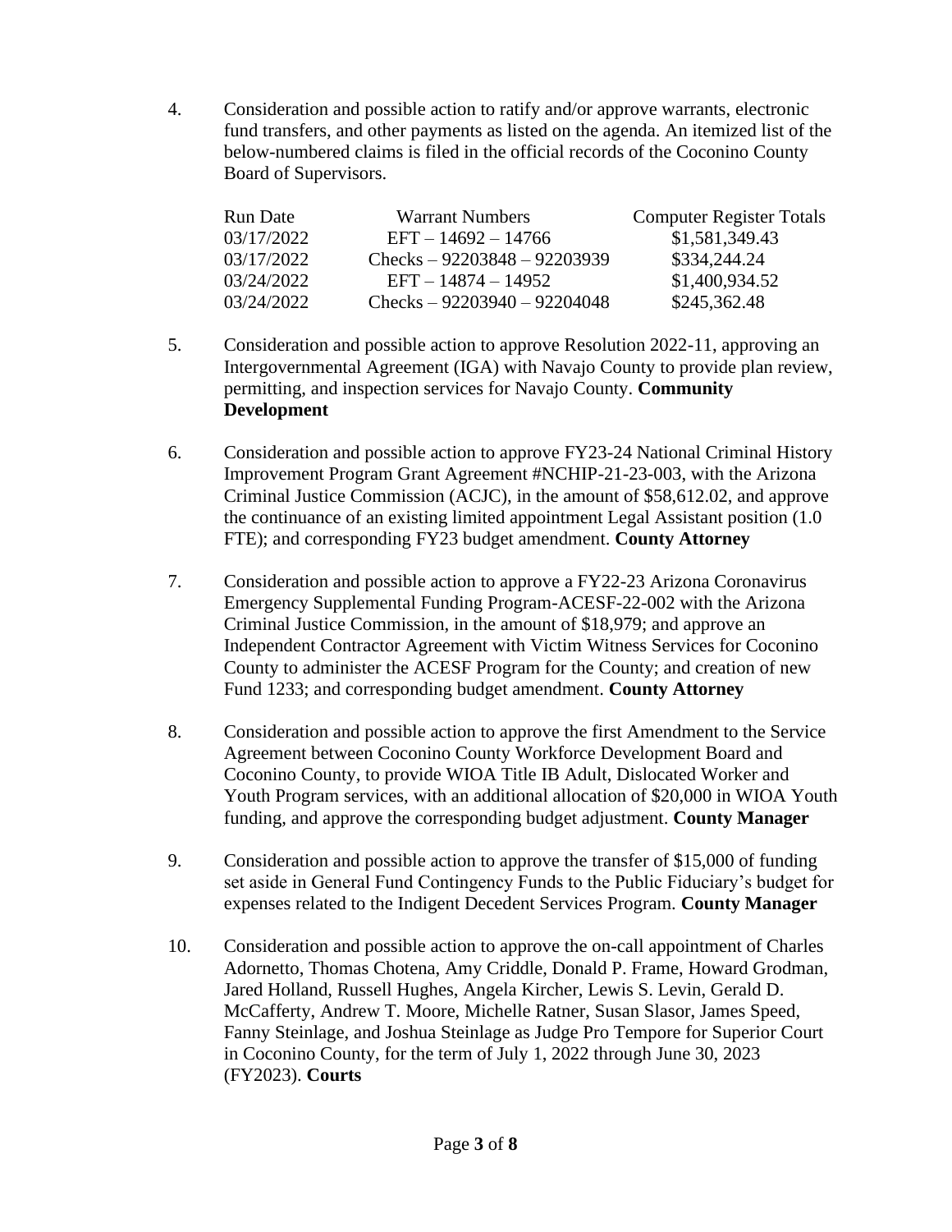4. Consideration and possible action to ratify and/or approve warrants, electronic fund transfers, and other payments as listed on the agenda. An itemized list of the below-numbered claims is filed in the official records of the Coconino County Board of Supervisors.

| Run Date | Warrant Numbers | Computer Register Totals |
|---|---|---|
| 03/17/2022 | EFT – 14692 – 14766 | $1,581,349.43 |
| 03/17/2022 | Checks – 92203848 – 92203939 | $334,244.24 |
| 03/24/2022 | EFT – 14874 – 14952 | $1,400,934.52 |
| 03/24/2022 | Checks – 92203940 – 92204048 | $245,362.48 |

5. Consideration and possible action to approve Resolution 2022-11, approving an Intergovernmental Agreement (IGA) with Navajo County to provide plan review, permitting, and inspection services for Navajo County. **Community Development**

6. Consideration and possible action to approve FY23-24 National Criminal History Improvement Program Grant Agreement #NCHIP-21-23-003, with the Arizona Criminal Justice Commission (ACJC), in the amount of $58,612.02, and approve the continuance of an existing limited appointment Legal Assistant position (1.0 FTE); and corresponding FY23 budget amendment. **County Attorney**

7. Consideration and possible action to approve a FY22-23 Arizona Coronavirus Emergency Supplemental Funding Program-ACESF-22-002 with the Arizona Criminal Justice Commission, in the amount of $18,979; and approve an Independent Contractor Agreement with Victim Witness Services for Coconino County to administer the ACESF Program for the County; and creation of new Fund 1233; and corresponding budget amendment. **County Attorney**

8. Consideration and possible action to approve the first Amendment to the Service Agreement between Coconino County Workforce Development Board and Coconino County, to provide WIOA Title IB Adult, Dislocated Worker and Youth Program services, with an additional allocation of $20,000 in WIOA Youth funding, and approve the corresponding budget adjustment. **County Manager**

9. Consideration and possible action to approve the transfer of $15,000 of funding set aside in General Fund Contingency Funds to the Public Fiduciary's budget for expenses related to the Indigent Decedent Services Program. **County Manager**

10. Consideration and possible action to approve the on-call appointment of Charles Adornetto, Thomas Chotena, Amy Criddle, Donald P. Frame, Howard Grodman, Jared Holland, Russell Hughes, Angela Kircher, Lewis S. Levin, Gerald D. McCafferty, Andrew T. Moore, Michelle Ratner, Susan Slasor, James Speed, Fanny Steinlage, and Joshua Steinlage as Judge Pro Tempore for Superior Court in Coconino County, for the term of July 1, 2022 through June 30, 2023 (FY2023). **Courts**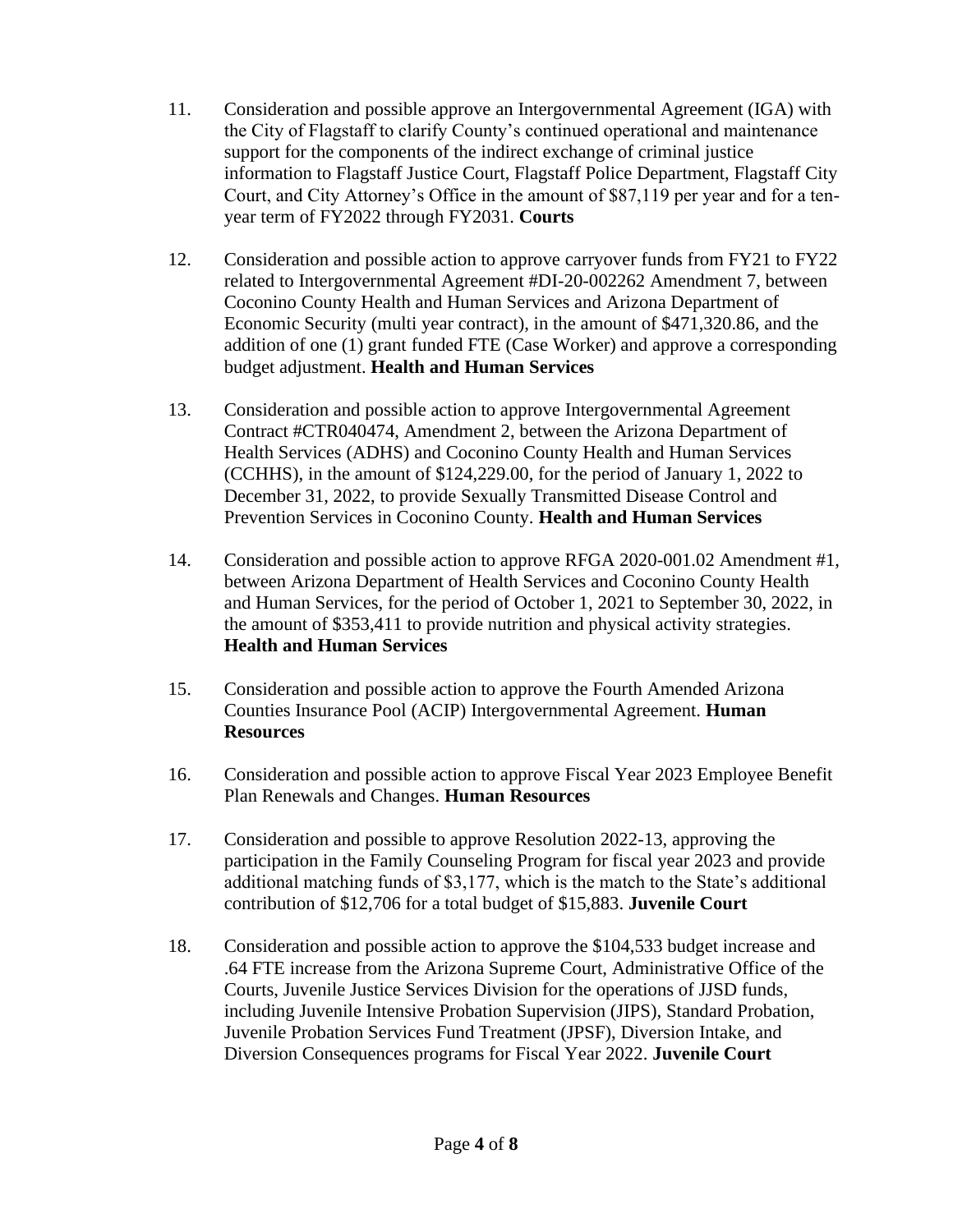11. Consideration and possible approve an Intergovernmental Agreement (IGA) with the City of Flagstaff to clarify County's continued operational and maintenance support for the components of the indirect exchange of criminal justice information to Flagstaff Justice Court, Flagstaff Police Department, Flagstaff City Court, and City Attorney's Office in the amount of $87,119 per year and for a ten-year term of FY2022 through FY2031. **Courts**

12. Consideration and possible action to approve carryover funds from FY21 to FY22 related to Intergovernmental Agreement #DI-20-002262 Amendment 7, between Coconino County Health and Human Services and Arizona Department of Economic Security (multi year contract), in the amount of $471,320.86, and the addition of one (1) grant funded FTE (Case Worker) and approve a corresponding budget adjustment. **Health and Human Services**

13. Consideration and possible action to approve Intergovernmental Agreement Contract #CTR040474, Amendment 2, between the Arizona Department of Health Services (ADHS) and Coconino County Health and Human Services (CCHHS), in the amount of $124,229.00, for the period of January 1, 2022 to December 31, 2022, to provide Sexually Transmitted Disease Control and Prevention Services in Coconino County. **Health and Human Services**

14. Consideration and possible action to approve RFGA 2020-001.02 Amendment #1, between Arizona Department of Health Services and Coconino County Health and Human Services, for the period of October 1, 2021 to September 30, 2022, in the amount of $353,411 to provide nutrition and physical activity strategies. **Health and Human Services**

15. Consideration and possible action to approve the Fourth Amended Arizona Counties Insurance Pool (ACIP) Intergovernmental Agreement. **Human Resources**

16. Consideration and possible action to approve Fiscal Year 2023 Employee Benefit Plan Renewals and Changes. **Human Resources**

17. Consideration and possible to approve Resolution 2022-13, approving the participation in the Family Counseling Program for fiscal year 2023 and provide additional matching funds of $3,177, which is the match to the State's additional contribution of $12,706 for a total budget of $15,883. **Juvenile Court**

18. Consideration and possible action to approve the $104,533 budget increase and .64 FTE increase from the Arizona Supreme Court, Administrative Office of the Courts, Juvenile Justice Services Division for the operations of JJSD funds, including Juvenile Intensive Probation Supervision (JIPS), Standard Probation, Juvenile Probation Services Fund Treatment (JPSF), Diversion Intake, and Diversion Consequences programs for Fiscal Year 2022. **Juvenile Court**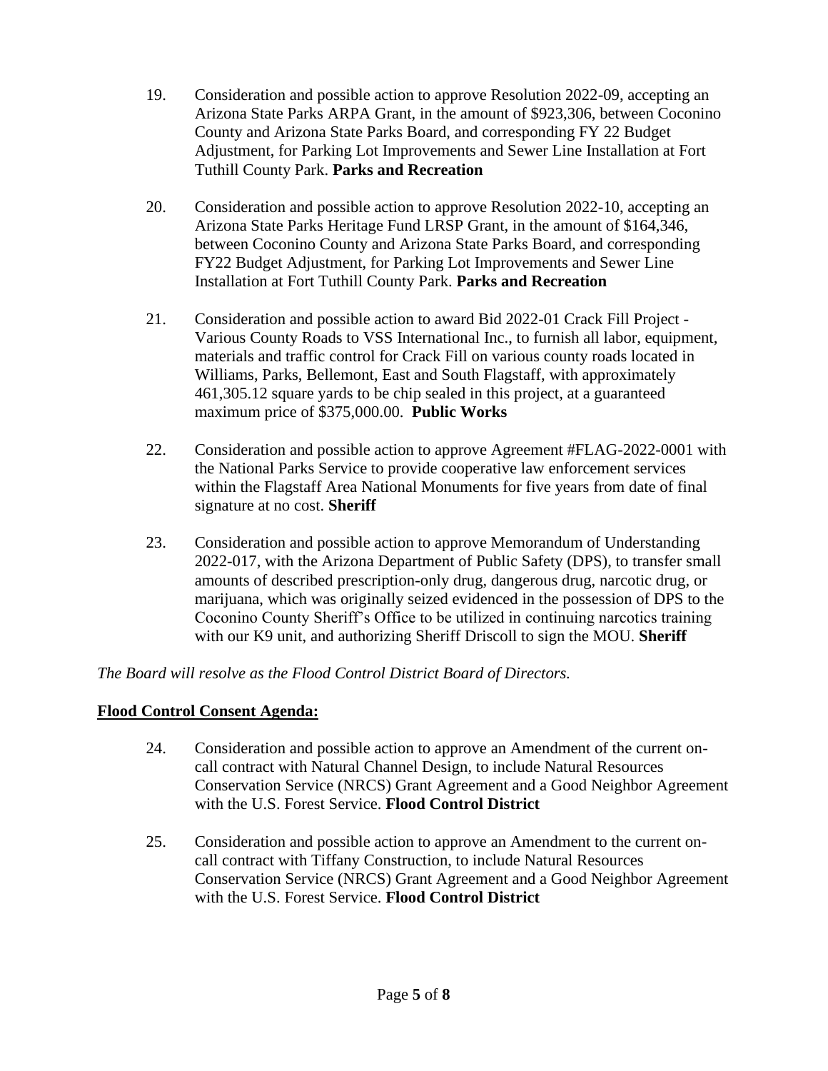19. Consideration and possible action to approve Resolution 2022-09, accepting an Arizona State Parks ARPA Grant, in the amount of $923,306, between Coconino County and Arizona State Parks Board, and corresponding FY 22 Budget Adjustment, for Parking Lot Improvements and Sewer Line Installation at Fort Tuthill County Park. **Parks and Recreation**

20. Consideration and possible action to approve Resolution 2022-10, accepting an Arizona State Parks Heritage Fund LRSP Grant, in the amount of $164,346, between Coconino County and Arizona State Parks Board, and corresponding FY22 Budget Adjustment, for Parking Lot Improvements and Sewer Line Installation at Fort Tuthill County Park. **Parks and Recreation**

21. Consideration and possible action to award Bid 2022-01 Crack Fill Project - Various County Roads to VSS International Inc., to furnish all labor, equipment, materials and traffic control for Crack Fill on various county roads located in Williams, Parks, Bellemont, East and South Flagstaff, with approximately 461,305.12 square yards to be chip sealed in this project, at a guaranteed maximum price of $375,000.00. **Public Works**

22. Consideration and possible action to approve Agreement #FLAG-2022-0001 with the National Parks Service to provide cooperative law enforcement services within the Flagstaff Area National Monuments for five years from date of final signature at no cost. **Sheriff**

23. Consideration and possible action to approve Memorandum of Understanding 2022-017, with the Arizona Department of Public Safety (DPS), to transfer small amounts of described prescription-only drug, dangerous drug, narcotic drug, or marijuana, which was originally seized evidenced in the possession of DPS to the Coconino County Sheriff's Office to be utilized in continuing narcotics training with our K9 unit, and authorizing Sheriff Driscoll to sign the MOU. **Sheriff**

*The Board will resolve as the Flood Control District Board of Directors.*

**Flood Control Consent Agenda:**

24. Consideration and possible action to approve an Amendment of the current on-call contract with Natural Channel Design, to include Natural Resources Conservation Service (NRCS) Grant Agreement and a Good Neighbor Agreement with the U.S. Forest Service. **Flood Control District**

25. Consideration and possible action to approve an Amendment to the current on-call contract with Tiffany Construction, to include Natural Resources Conservation Service (NRCS) Grant Agreement and a Good Neighbor Agreement with the U.S. Forest Service. **Flood Control District**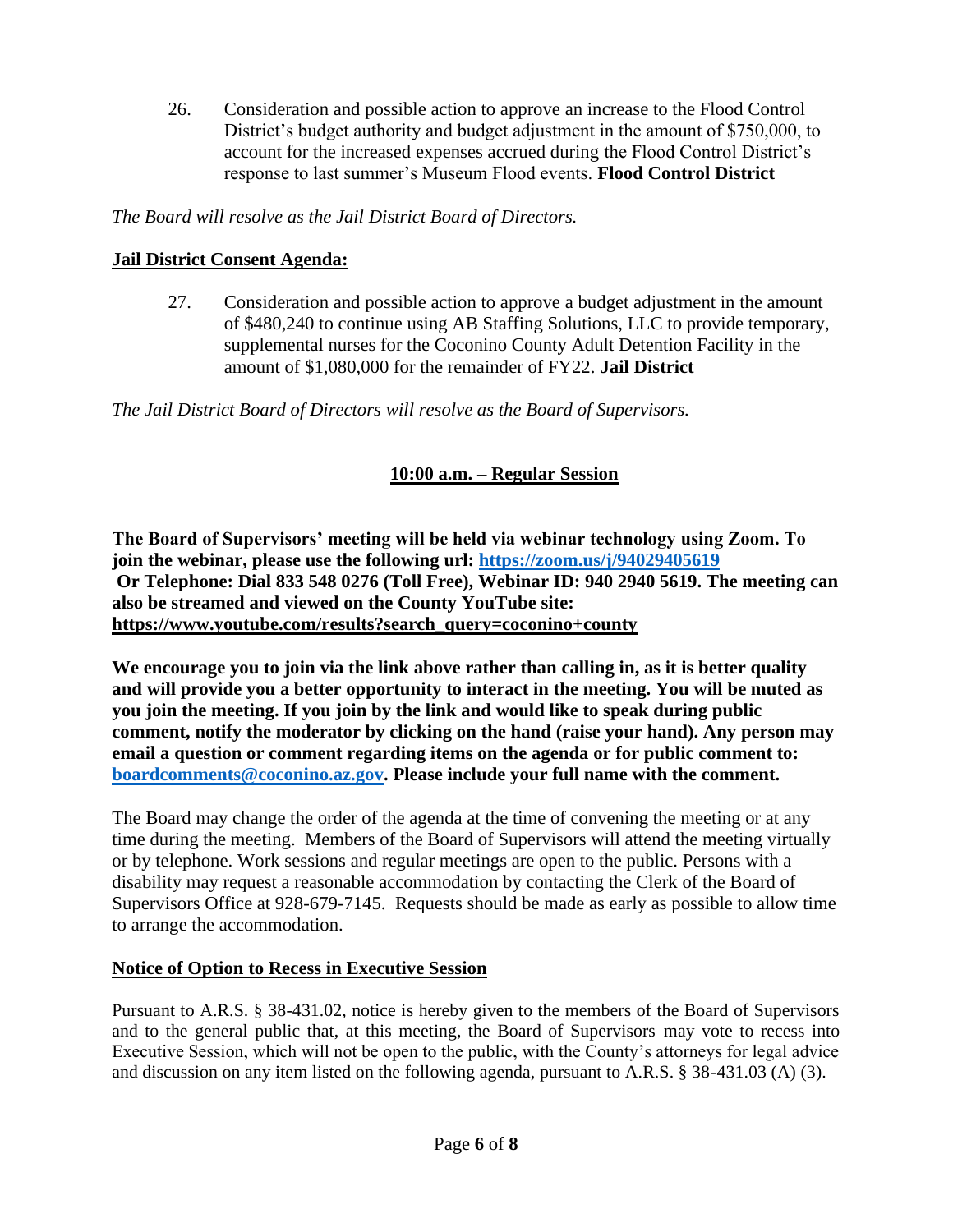26. Consideration and possible action to approve an increase to the Flood Control District's budget authority and budget adjustment in the amount of $750,000, to account for the increased expenses accrued during the Flood Control District's response to last summer's Museum Flood events. **Flood Control District**

*The Board will resolve as the Jail District Board of Directors.*

## Jail District Consent Agenda:

27. Consideration and possible action to approve a budget adjustment in the amount of $480,240 to continue using AB Staffing Solutions, LLC to provide temporary, supplemental nurses for the Coconino County Adult Detention Facility in the amount of $1,080,000 for the remainder of FY22. **Jail District**

*The Jail District Board of Directors will resolve as the Board of Supervisors.*

## 10:00 a.m. – Regular Session

**The Board of Supervisors' meeting will be held via webinar technology using Zoom. To join the webinar, please use the following url: https://zoom.us/j/94029405619 Or Telephone: Dial 833 548 0276 (Toll Free), Webinar ID: 940 2940 5619. The meeting can also be streamed and viewed on the County YouTube site: https://www.youtube.com/results?search_query=coconino+county**

**We encourage you to join via the link above rather than calling in, as it is better quality and will provide you a better opportunity to interact in the meeting. You will be muted as you join the meeting. If you join by the link and would like to speak during public comment, notify the moderator by clicking on the hand (raise your hand). Any person may email a question or comment regarding items on the agenda or for public comment to: boardcomments@coconino.az.gov. Please include your full name with the comment.**

The Board may change the order of the agenda at the time of convening the meeting or at any time during the meeting. Members of the Board of Supervisors will attend the meeting virtually or by telephone. Work sessions and regular meetings are open to the public. Persons with a disability may request a reasonable accommodation by contacting the Clerk of the Board of Supervisors Office at 928-679-7145. Requests should be made as early as possible to allow time to arrange the accommodation.

## Notice of Option to Recess in Executive Session

Pursuant to A.R.S. § 38-431.02, notice is hereby given to the members of the Board of Supervisors and to the general public that, at this meeting, the Board of Supervisors may vote to recess into Executive Session, which will not be open to the public, with the County's attorneys for legal advice and discussion on any item listed on the following agenda, pursuant to A.R.S. § 38-431.03 (A) (3).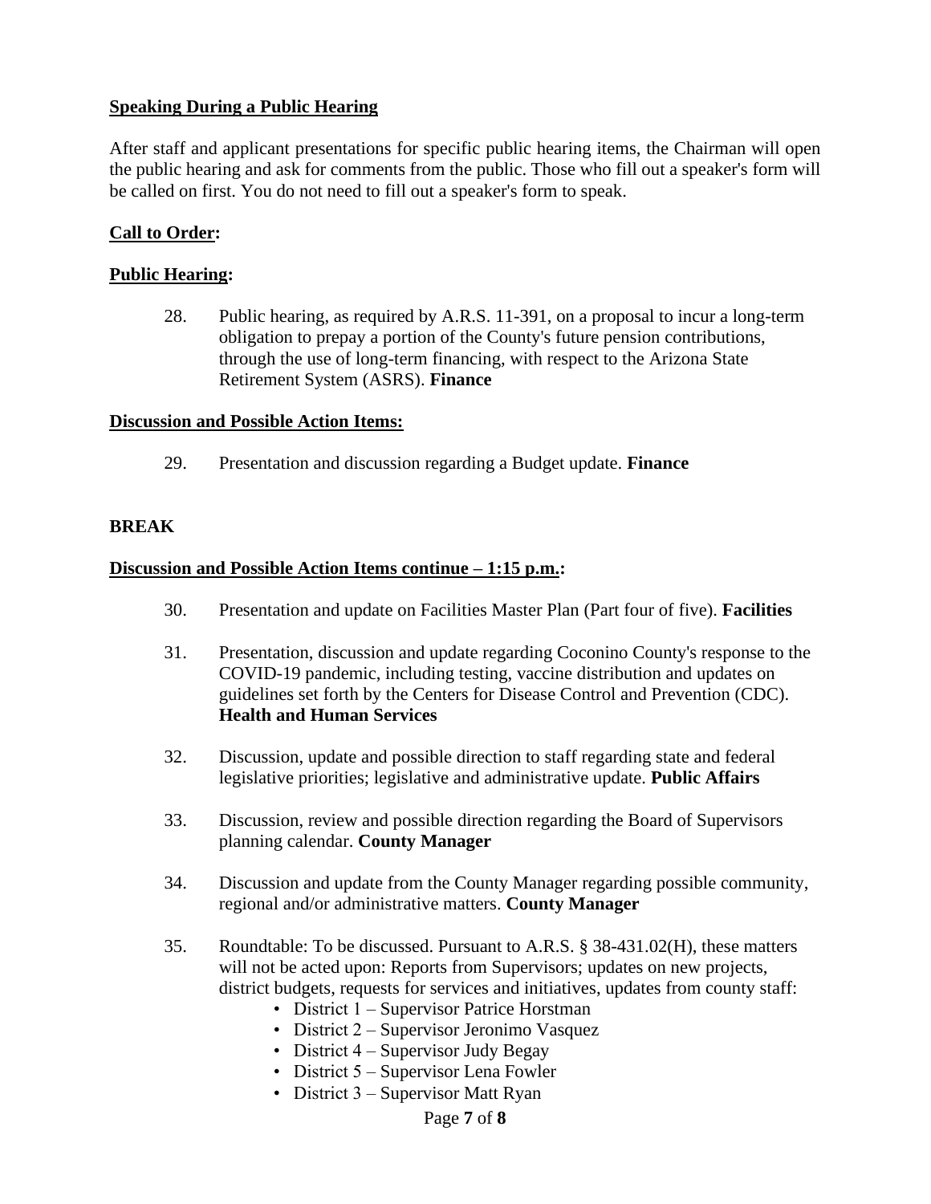**Speaking During a Public Hearing**

After staff and applicant presentations for specific public hearing items, the Chairman will open the public hearing and ask for comments from the public. Those who fill out a speaker's form will be called on first. You do not need to fill out a speaker's form to speak.

**Call to Order:**

**Public Hearing:**

28. Public hearing, as required by A.R.S. 11-391, on a proposal to incur a long-term obligation to prepay a portion of the County's future pension contributions, through the use of long-term financing, with respect to the Arizona State Retirement System (ASRS). **Finance**

**Discussion and Possible Action Items:**

29. Presentation and discussion regarding a Budget update. **Finance**

**BREAK**

**Discussion and Possible Action Items continue – 1:15 p.m.:**

30. Presentation and update on Facilities Master Plan (Part four of five). **Facilities**

31. Presentation, discussion and update regarding Coconino County's response to the COVID-19 pandemic, including testing, vaccine distribution and updates on guidelines set forth by the Centers for Disease Control and Prevention (CDC). **Health and Human Services**

32. Discussion, update and possible direction to staff regarding state and federal legislative priorities; legislative and administrative update. **Public Affairs**

33. Discussion, review and possible direction regarding the Board of Supervisors planning calendar. **County Manager**

34. Discussion and update from the County Manager regarding possible community, regional and/or administrative matters. **County Manager**

35. Roundtable: To be discussed. Pursuant to A.R.S. § 38-431.02(H), these matters will not be acted upon: Reports from Supervisors; updates on new projects, district budgets, requests for services and initiatives, updates from county staff:
    - District 1 – Supervisor Patrice Horstman
    - District 2 – Supervisor Jeronimo Vasquez
    - District 4 – Supervisor Judy Begay
    - District 5 – Supervisor Lena Fowler
    - District 3 – Supervisor Matt Ryan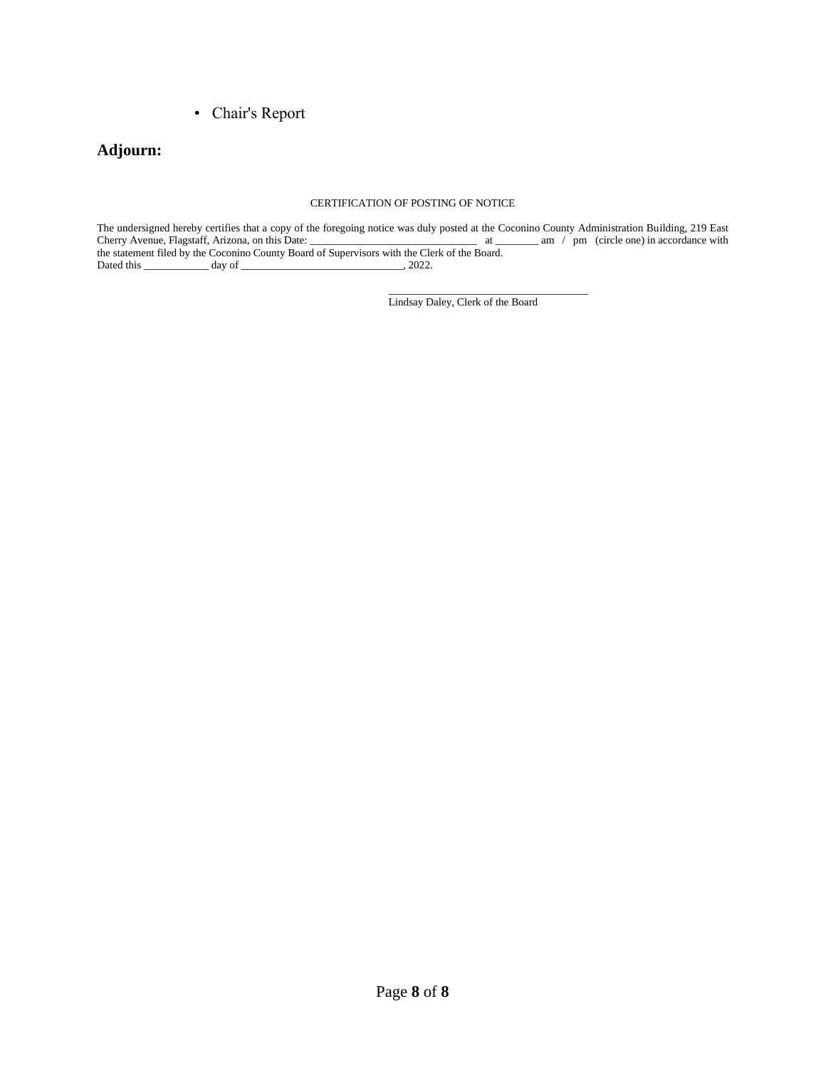- Chair's Report

## Adjourn:

CERTIFICATION OF POSTING OF NOTICE

The undersigned hereby certifies that a copy of the foregoing notice was duly posted at the Coconino County Administration Building, 219 East Cherry Avenue, Flagstaff, Arizona, on this Date: ______________________________ at ________ am / pm (circle one) in accordance with the statement filed by the Coconino County Board of Supervisors with the Clerk of the Board.
Dated this ____________ day of ______________________________, 2022.

____________________________________
Lindsay Daley, Clerk of the Board